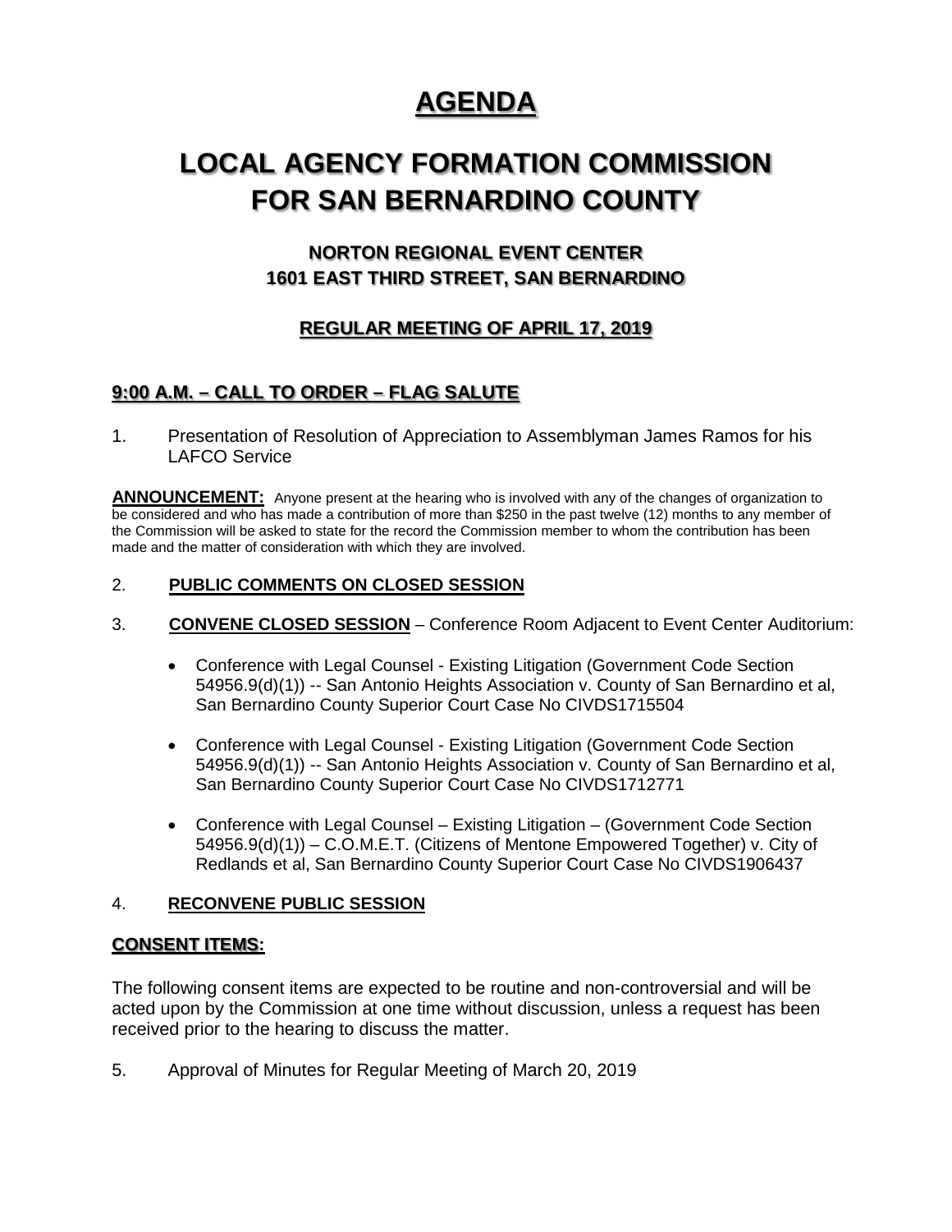# AGENDA

# LOCAL AGENCY FORMATION COMMISSION FOR SAN BERNARDINO COUNTY

### NORTON REGIONAL EVENT CENTER
### 1601 EAST THIRD STREET, SAN BERNARDINO

### REGULAR MEETING OF APRIL 17, 2019

## 9:00 A.M. – CALL TO ORDER – FLAG SALUTE

1. Presentation of Resolution of Appreciation to Assemblyman James Ramos for his LAFCO Service

**ANNOUNCEMENT:** Anyone present at the hearing who is involved with any of the changes of organization to be considered and who has made a contribution of more than $250 in the past twelve (12) months to any member of the Commission will be asked to state for the record the Commission member to whom the contribution has been made and the matter of consideration with which they are involved.

2. **PUBLIC COMMENTS ON CLOSED SESSION**

3. **CONVENE CLOSED SESSION** – Conference Room Adjacent to Event Center Auditorium:

   - Conference with Legal Counsel - Existing Litigation (Government Code Section 54956.9(d)(1)) -- San Antonio Heights Association v. County of San Bernardino et al, San Bernardino County Superior Court Case No CIVDS1715504

   - Conference with Legal Counsel - Existing Litigation (Government Code Section 54956.9(d)(1)) -- San Antonio Heights Association v. County of San Bernardino et al, San Bernardino County Superior Court Case No CIVDS1712771

   - Conference with Legal Counsel – Existing Litigation – (Government Code Section 54956.9(d)(1)) – C.O.M.E.T. (Citizens of Mentone Empowered Together) v. City of Redlands et al, San Bernardino County Superior Court Case No CIVDS1906437

4. **RECONVENE PUBLIC SESSION**

## CONSENT ITEMS:

The following consent items are expected to be routine and non-controversial and will be acted upon by the Commission at one time without discussion, unless a request has been received prior to the hearing to discuss the matter.

5. Approval of Minutes for Regular Meeting of March 20, 2019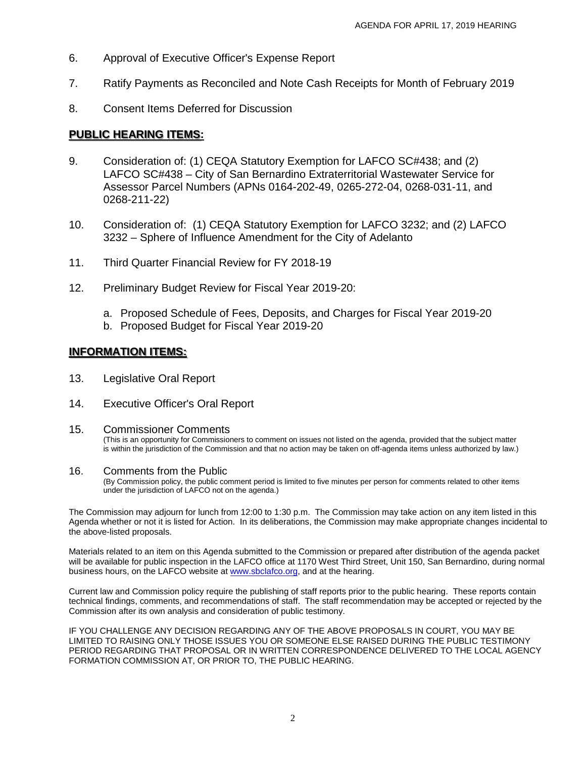6. Approval of Executive Officer's Expense Report

7. Ratify Payments as Reconciled and Note Cash Receipts for Month of February 2019

8. Consent Items Deferred for Discussion

## PUBLIC HEARING ITEMS:

9. Consideration of: (1) CEQA Statutory Exemption for LAFCO SC#438; and (2) LAFCO SC#438 – City of San Bernardino Extraterritorial Wastewater Service for Assessor Parcel Numbers (APNs 0164-202-49, 0265-272-04, 0268-031-11, and 0268-211-22)

10. Consideration of: (1) CEQA Statutory Exemption for LAFCO 3232; and (2) LAFCO 3232 – Sphere of Influence Amendment for the City of Adelanto

11. Third Quarter Financial Review for FY 2018-19

12. Preliminary Budget Review for Fiscal Year 2019-20:

    a. Proposed Schedule of Fees, Deposits, and Charges for Fiscal Year 2019-20
    b. Proposed Budget for Fiscal Year 2019-20

## INFORMATION ITEMS:

13. Legislative Oral Report

14. Executive Officer's Oral Report

15. Commissioner Comments
    (This is an opportunity for Commissioners to comment on issues not listed on the agenda, provided that the subject matter is within the jurisdiction of the Commission and that no action may be taken on off-agenda items unless authorized by law.)

16. Comments from the Public
    (By Commission policy, the public comment period is limited to five minutes per person for comments related to other items under the jurisdiction of LAFCO not on the agenda.)

The Commission may adjourn for lunch from 12:00 to 1:30 p.m. The Commission may take action on any item listed in this Agenda whether or not it is listed for Action. In its deliberations, the Commission may make appropriate changes incidental to the above-listed proposals.

Materials related to an item on this Agenda submitted to the Commission or prepared after distribution of the agenda packet will be available for public inspection in the LAFCO office at 1170 West Third Street, Unit 150, San Bernardino, during normal business hours, on the LAFCO website at www.sbclafco.org, and at the hearing.

Current law and Commission policy require the publishing of staff reports prior to the public hearing. These reports contain technical findings, comments, and recommendations of staff. The staff recommendation may be accepted or rejected by the Commission after its own analysis and consideration of public testimony.

IF YOU CHALLENGE ANY DECISION REGARDING ANY OF THE ABOVE PROPOSALS IN COURT, YOU MAY BE LIMITED TO RAISING ONLY THOSE ISSUES YOU OR SOMEONE ELSE RAISED DURING THE PUBLIC TESTIMONY PERIOD REGARDING THAT PROPOSAL OR IN WRITTEN CORRESPONDENCE DELIVERED TO THE LOCAL AGENCY FORMATION COMMISSION AT, OR PRIOR TO, THE PUBLIC HEARING.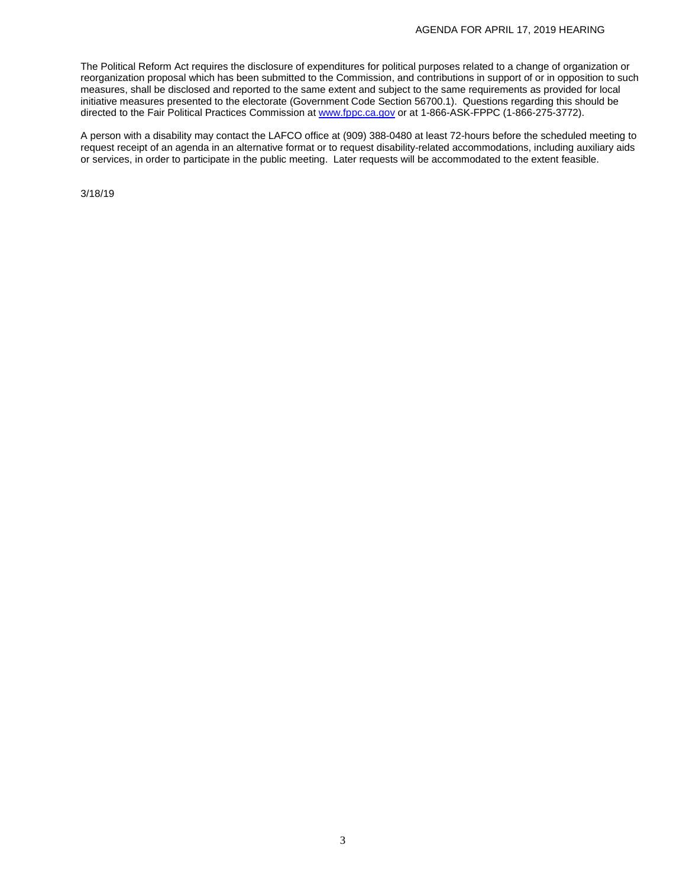The Political Reform Act requires the disclosure of expenditures for political purposes related to a change of organization or reorganization proposal which has been submitted to the Commission, and contributions in support of or in opposition to such measures, shall be disclosed and reported to the same extent and subject to the same requirements as provided for local initiative measures presented to the electorate (Government Code Section 56700.1). Questions regarding this should be directed to the Fair Political Practices Commission at [www.fppc.ca.gov](http://www.fppc.ca.gov) or at 1-866-ASK-FPPC (1-866-275-3772).

A person with a disability may contact the LAFCO office at (909) 388-0480 at least 72-hours before the scheduled meeting to request receipt of an agenda in an alternative format or to request disability-related accommodations, including auxiliary aids or services, in order to participate in the public meeting. Later requests will be accommodated to the extent feasible.

3/18/19